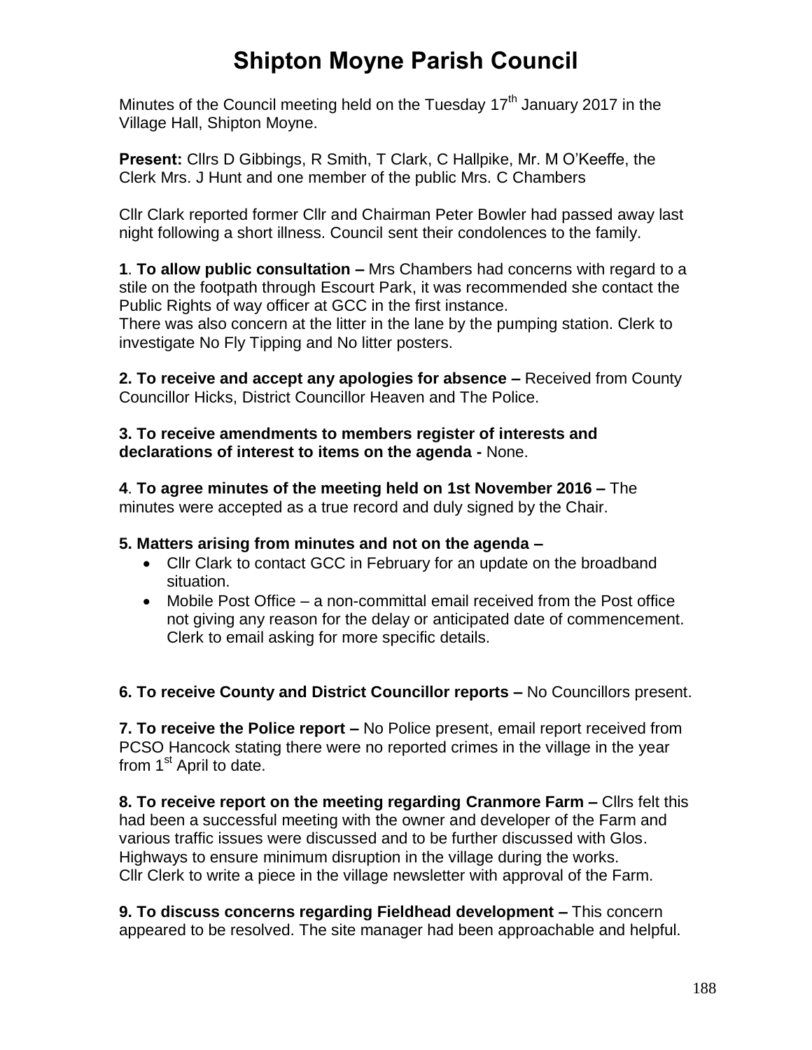# Shipton Moyne Parish Council

Minutes of the Council meeting held on the Tuesday 17th January 2017 in the Village Hall, Shipton Moyne.

**Present:** Cllrs D Gibbings, R Smith, T Clark, C Hallpike, Mr. M O'Keeffe, the Clerk Mrs. J Hunt and one member of the public Mrs. C Chambers

Cllr Clark reported former Cllr and Chairman Peter Bowler had passed away last night following a short illness. Council sent their condolences to the family.

**1**. **To allow public consultation –** Mrs Chambers had concerns with regard to a stile on the footpath through Escourt Park, it was recommended she contact the Public Rights of way officer at GCC in the first instance.
There was also concern at the litter in the lane by the pumping station. Clerk to investigate No Fly Tipping and No litter posters.

**2. To receive and accept any apologies for absence –** Received from County Councillor Hicks, District Councillor Heaven and The Police.

**3. To receive amendments to members register of interests and declarations of interest to items on the agenda -** None.

**4**. **To agree minutes of the meeting held on 1st November 2016 –** The minutes were accepted as a true record and duly signed by the Chair.

**5. Matters arising from minutes and not on the agenda –**

- Cllr Clark to contact GCC in February for an update on the broadband situation.
- Mobile Post Office – a non-committal email received from the Post office not giving any reason for the delay or anticipated date of commencement. Clerk to email asking for more specific details.

**6. To receive County and District Councillor reports –** No Councillors present.

**7. To receive the Police report –** No Police present, email report received from PCSO Hancock stating there were no reported crimes in the village in the year from 1st April to date.

**8. To receive report on the meeting regarding Cranmore Farm –** Cllrs felt this had been a successful meeting with the owner and developer of the Farm and various traffic issues were discussed and to be further discussed with Glos. Highways to ensure minimum disruption in the village during the works.
Cllr Clerk to write a piece in the village newsletter with approval of the Farm.

**9. To discuss concerns regarding Fieldhead development –** This concern appeared to be resolved. The site manager had been approachable and helpful.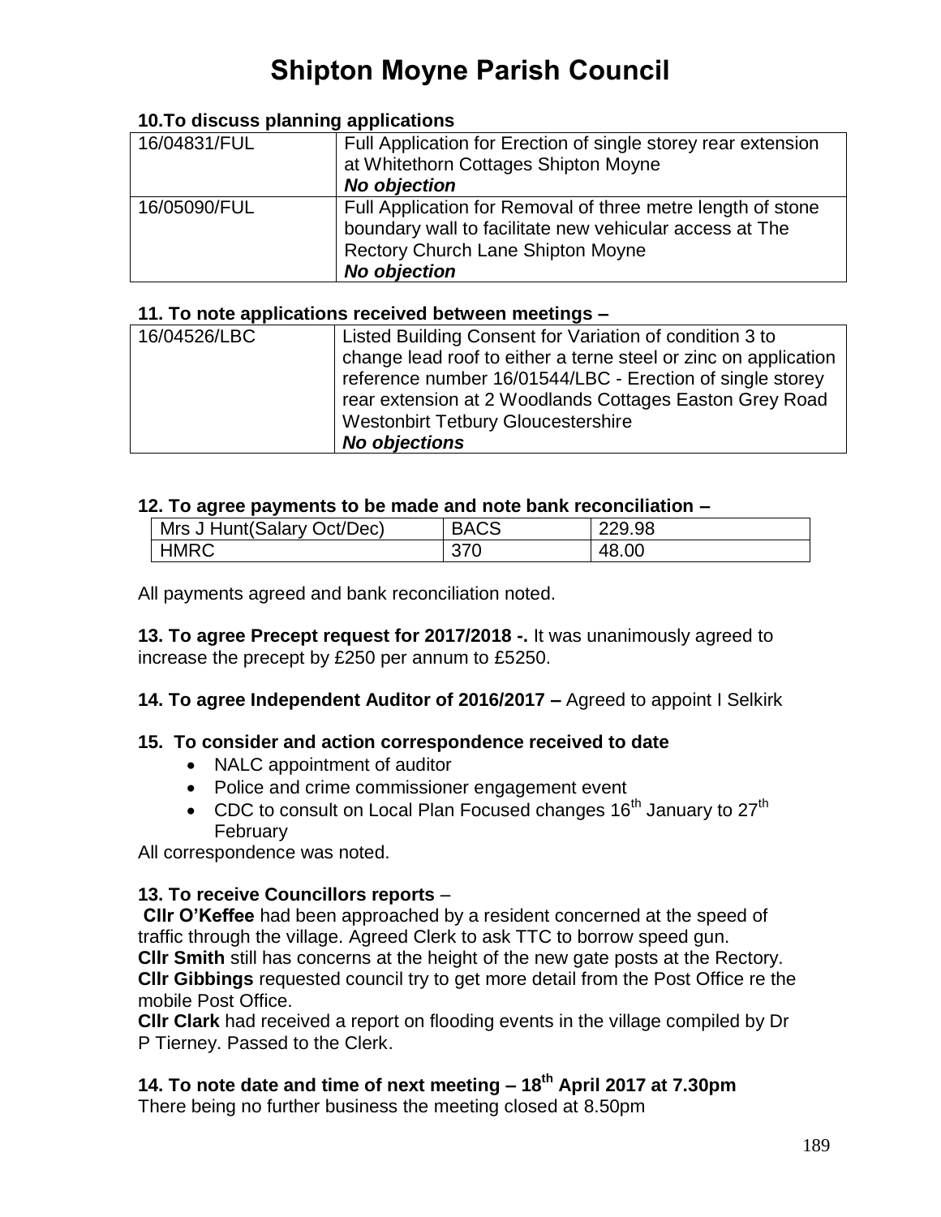# Shipton Moyne Parish Council

### 10.To discuss planning applications

| | |
|---|---|
| 16/04831/FUL | Full Application for Erection of single storey rear extension at Whitethorn Cottages Shipton Moyne ***No objection*** |
| 16/05090/FUL | Full Application for Removal of three metre length of stone boundary wall to facilitate new vehicular access at The Rectory Church Lane Shipton Moyne ***No objection*** |

### 11. To note applications received between meetings –

| | |
|---|---|
| 16/04526/LBC | Listed Building Consent for Variation of condition 3 to change lead roof to either a terne steel or zinc on application reference number 16/01544/LBC - Erection of single storey rear extension at 2 Woodlands Cottages Easton Grey Road Westonbirt Tetbury Gloucestershire ***No objections*** |

### 12. To agree payments to be made and note bank reconciliation –

| | | |
|---|---|---|
| Mrs J Hunt(Salary Oct/Dec) | BACS | 229.98 |
| HMRC | 370 | 48.00 |

All payments agreed and bank reconciliation noted.

**13. To agree Precept request for 2017/2018 -.** It was unanimously agreed to increase the precept by £250 per annum to £5250.

**14. To agree Independent Auditor of 2016/2017 –** Agreed to appoint I Selkirk

### 15. To consider and action correspondence received to date

- NALC appointment of auditor
- Police and crime commissioner engagement event
- CDC to consult on Local Plan Focused changes 16th January to 27th February

All correspondence was noted.

**13. To receive Councillors reports** –

**Cllr O'Keffee** had been approached by a resident concerned at the speed of traffic through the village. Agreed Clerk to ask TTC to borrow speed gun.
**Cllr Smith** still has concerns at the height of the new gate posts at the Rectory.
**Cllr Gibbings** requested council try to get more detail from the Post Office re the mobile Post Office.
**Cllr Clark** had received a report on flooding events in the village compiled by Dr P Tierney. Passed to the Clerk.

### 14. To note date and time of next meeting – 18th April 2017 at 7.30pm

There being no further business the meeting closed at 8.50pm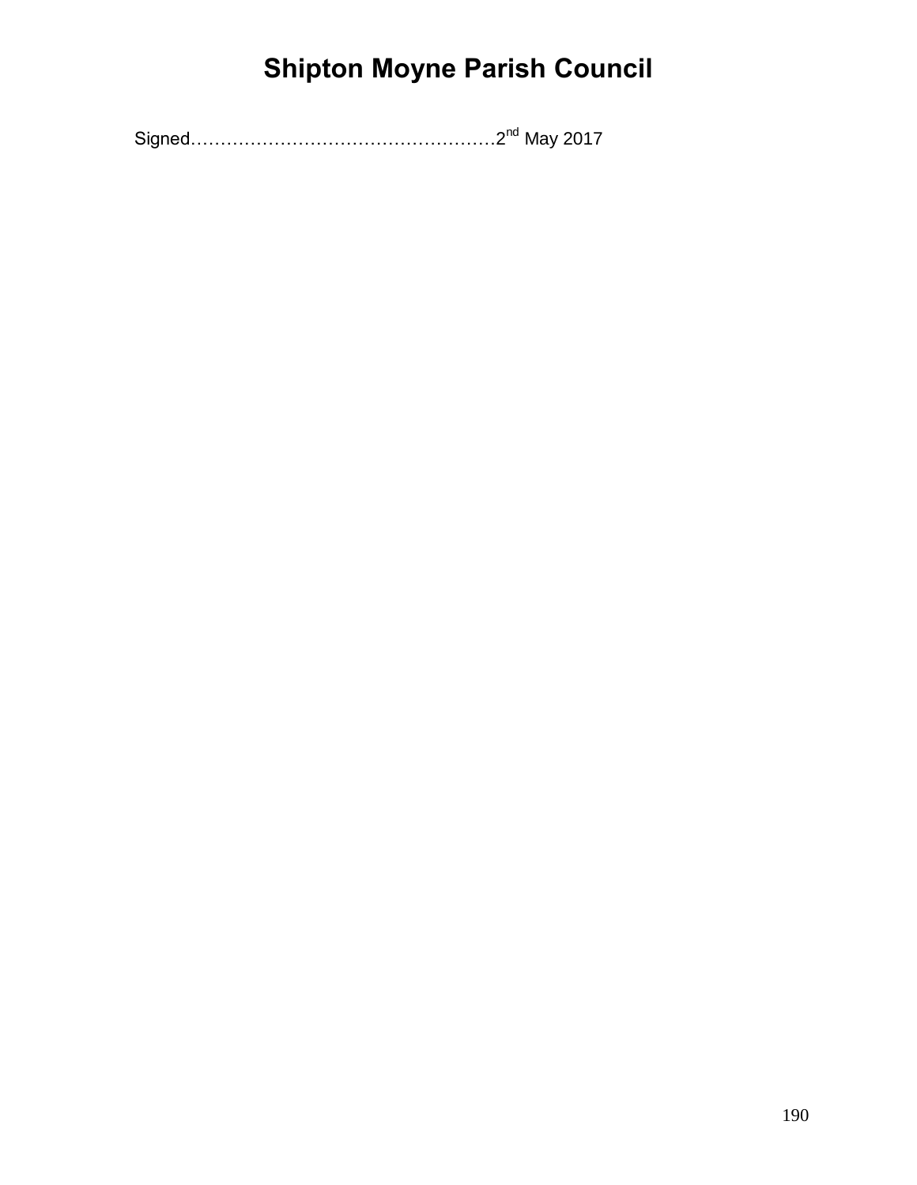# Shipton Moyne Parish Council

Signed…………………………………………….2nd May 2017